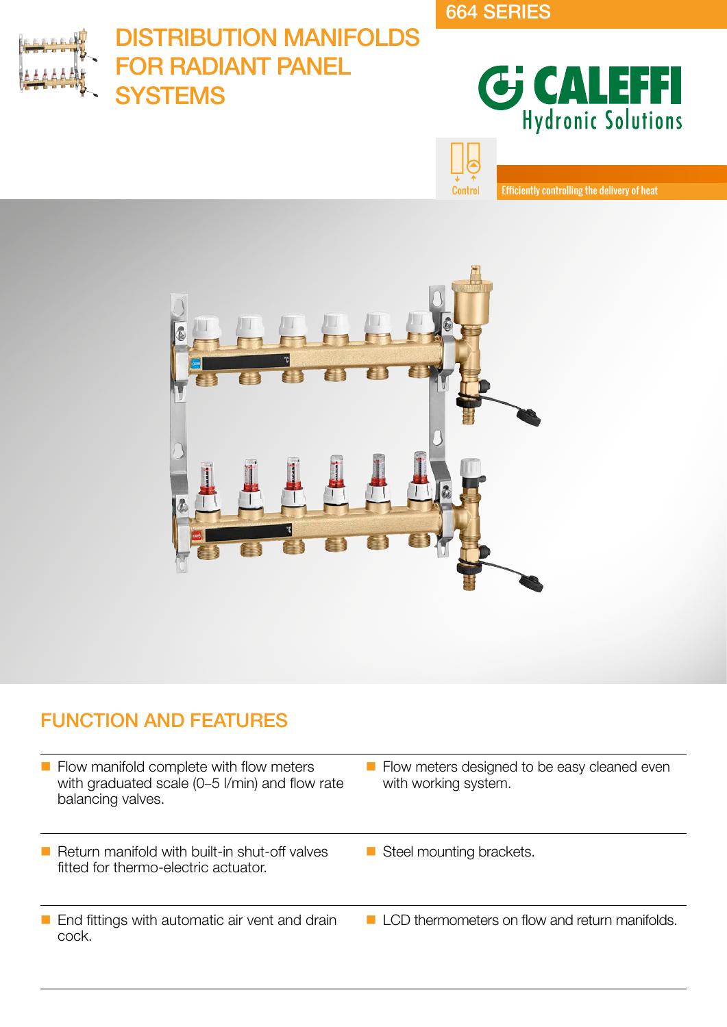664 SERIES

# DISTRIBUTION MANIFOLDS FOR RADIANT PANEL SYSTEMS

CALEFFI Hydronic Solutions

Control

Efficiently controlling the delivery of heat

## FUNCTION AND FEATURES

- Flow manifold complete with flow meters with graduated scale (0–5 l/min) and flow rate balancing valves.
- Flow meters designed to be easy cleaned even with working system.
- Return manifold with built-in shut-off valves fitted for thermo-electric actuator.
- Steel mounting brackets.
- End fittings with automatic air vent and drain cock.
- LCD thermometers on flow and return manifolds.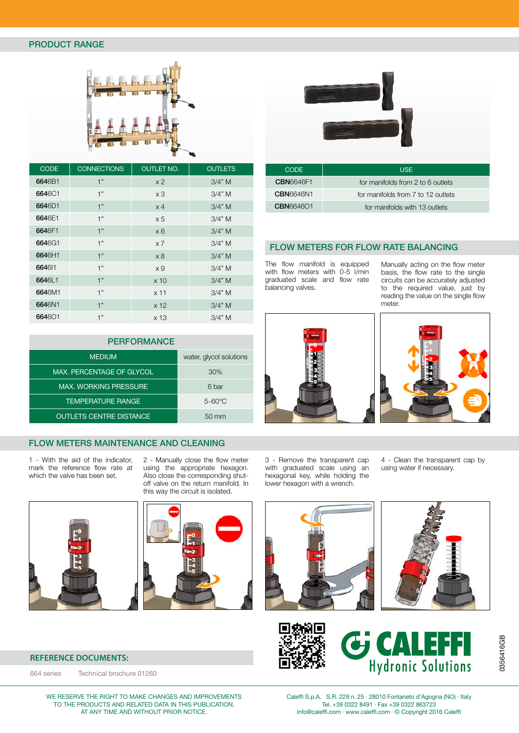## PRODUCT RANGE

| CODE | CONNECTIONS | OUTLET NO. | OUTLETS |
|---|---|---|---|
| **6646**B1 | 1" | x 2 | 3/4" M |
| **6646**C1 | 1" | x 3 | 3/4" M |
| **6646**D1 | 1" | x 4 | 3/4" M |
| **6646**E1 | 1" | x 5 | 3/4" M |
| **6646**F1 | 1" | x 6 | 3/4" M |
| **6646**G1 | 1" | x 7 | 3/4" M |
| **6646**H1 | 1" | x 8 | 3/4" M |
| **6646**I1 | 1" | x 9 | 3/4" M |
| **6646**L1 | 1" | x 10 | 3/4" M |
| **6646**M1 | 1" | x 11 | 3/4" M |
| **6646**N1 | 1" | x 12 | 3/4" M |
| **6646**O1 | 1" | x 13 | 3/4" M |

| CODE | USE |
|---|---|
| **CBN**6646F1 | for manifolds from 2 to 6 outlets |
| **CBN**6646N1 | for manifolds from 7 to 12 outlets |
| **CBN**6646O1 | for manifolds with 13 outlets |

### PERFORMANCE

| | |
|---|---|
| MEDIUM | water, glycol solutions |
| MAX. PERCENTAGE OF GLYCOL | 30% |
| MAX. WORKING PRESSURE | 6 bar |
| TEMPERATURE RANGE | 5–60°C |
| OUTLETS CENTRE DISTANCE | 50 mm |

## FLOW METERS FOR FLOW RATE BALANCING

The flow manifold is equipped with flow meters with 0-5 l/min graduated scale and flow rate balancing valves.

Manually acting on the flow meter basis, the flow rate to the single circuits can be accurately adjusted to the required value, just by reading the value on the single flow meter.

## FLOW METERS MAINTENANCE AND CLEANING

1 - With the aid of the indicator, mark the reference flow rate at which the valve has been set.

2 - Manually close the flow meter using the appropriate hexagon. Also close the corresponding shut-off valve on the return manifold. In this way the circuit is isolated.

3 - Remove the transparent cap with graduated scale using an hexagonal key, while holding the lower hexagon with a wrench.

4 - Clean the transparent cap by using water if necessary.

### REFERENCE DOCUMENTS:

664 series    Technical brochure 01260

CALEFFI
Hydronic Solutions

0356416GB

WE RESERVE THE RIGHT TO MAKE CHANGES AND IMPROVEMENTS TO THE PRODUCTS AND RELATED DATA IN THIS PUBLICATION, AT ANY TIME AND WITHOUT PRIOR NOTICE.

Caleffi S.p.A. S.R. 229 n. 25 · 28010 Fontaneto d'Agogna (NO) · Italy
Tel. +39 0322 8491 · Fax +39 0322 863723
info@caleffi.com · www.caleffi.com · © Copyright 2016 Caleffi